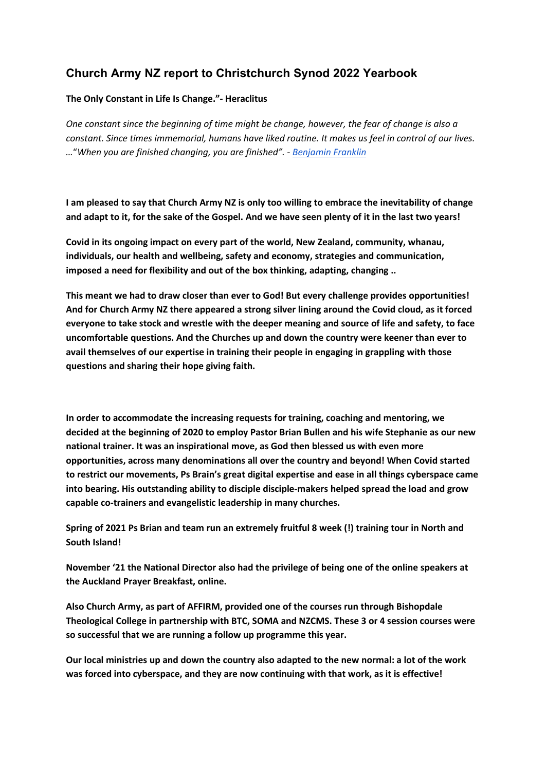## Church Army NZ report to Christchurch Synod 2022 Yearbook

**The Only Constant in Life Is Change."- Heraclitus**

*One constant since the beginning of time might be change, however, the fear of change is also a constant. Since times immemorial, humans have liked routine. It makes us feel in control of our lives. …"When you are finished changing, you are finished". - Benjamin Franklin*

**I am pleased to say that Church Army NZ is only too willing to embrace the inevitability of change and adapt to it, for the sake of the Gospel. And we have seen plenty of it in the last two years!**

**Covid in its ongoing impact on every part of the world, New Zealand, community, whanau, individuals, our health and wellbeing, safety and economy, strategies and communication, imposed a need for flexibility and out of the box thinking, adapting, changing ..**

**This meant we had to draw closer than ever to God! But every challenge provides opportunities! And for Church Army NZ there appeared a strong silver lining around the Covid cloud, as it forced everyone to take stock and wrestle with the deeper meaning and source of life and safety, to face uncomfortable questions. And the Churches up and down the country were keener than ever to avail themselves of our expertise in training their people in engaging in grappling with those questions and sharing their hope giving faith.**

**In order to accommodate the increasing requests for training, coaching and mentoring, we decided at the beginning of 2020 to employ Pastor Brian Bullen and his wife Stephanie as our new national trainer. It was an inspirational move, as God then blessed us with even more opportunities, across many denominations all over the country and beyond! When Covid started to restrict our movements, Ps Brain's great digital expertise and ease in all things cyberspace came into bearing. His outstanding ability to disciple disciple-makers helped spread the load and grow capable co-trainers and evangelistic leadership in many churches.**

**Spring of 2021 Ps Brian and team run an extremely fruitful 8 week (!) training tour in North and South Island!**

**November '21 the National Director also had the privilege of being one of the online speakers at the Auckland Prayer Breakfast, online.**

**Also Church Army, as part of AFFIRM, provided one of the courses run through Bishopdale Theological College in partnership with BTC, SOMA and NZCMS. These 3 or 4 session courses were so successful that we are running a follow up programme this year.**

**Our local ministries up and down the country also adapted to the new normal: a lot of the work was forced into cyberspace, and they are now continuing with that work, as it is effective!**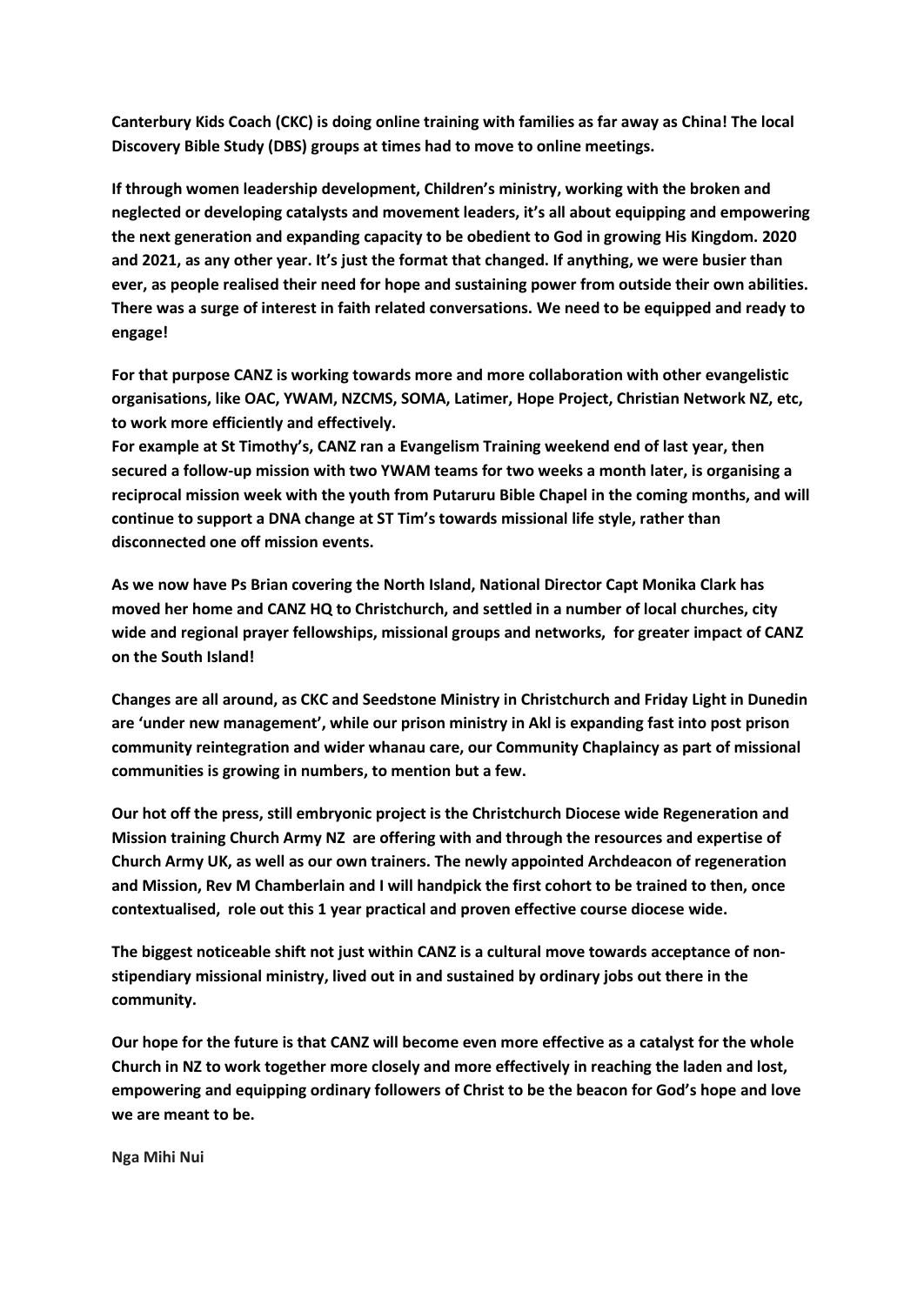**Canterbury Kids Coach (CKC) is doing online training with families as far away as China! The local Discovery Bible Study (DBS) groups at times had to move to online meetings.**

**If through women leadership development, Children's ministry, working with the broken and neglected or developing catalysts and movement leaders, it's all about equipping and empowering the next generation and expanding capacity to be obedient to God in growing His Kingdom. 2020 and 2021, as any other year. It's just the format that changed. If anything, we were busier than ever, as people realised their need for hope and sustaining power from outside their own abilities. There was a surge of interest in faith related conversations. We need to be equipped and ready to engage!**

**For that purpose CANZ is working towards more and more collaboration with other evangelistic organisations, like OAC, YWAM, NZCMS, SOMA, Latimer, Hope Project, Christian Network NZ, etc, to work more efficiently and effectively.**
**For example at St Timothy's, CANZ ran a Evangelism Training weekend end of last year, then secured a follow-up mission with two YWAM teams for two weeks a month later, is organising a reciprocal mission week with the youth from Putaruru Bible Chapel in the coming months, and will continue to support a DNA change at ST Tim's towards missional life style, rather than disconnected one off mission events.**

**As we now have Ps Brian covering the North Island, National Director Capt Monika Clark has moved her home and CANZ HQ to Christchurch, and settled in a number of local churches, city wide and regional prayer fellowships, missional groups and networks, for greater impact of CANZ on the South Island!**

**Changes are all around, as CKC and Seedstone Ministry in Christchurch and Friday Light in Dunedin are 'under new management', while our prison ministry in Akl is expanding fast into post prison community reintegration and wider whanau care, our Community Chaplaincy as part of missional communities is growing in numbers, to mention but a few.**

**Our hot off the press, still embryonic project is the Christchurch Diocese wide Regeneration and Mission training Church Army NZ are offering with and through the resources and expertise of Church Army UK, as well as our own trainers. The newly appointed Archdeacon of regeneration and Mission, Rev M Chamberlain and I will handpick the first cohort to be trained to then, once contextualised, role out this 1 year practical and proven effective course diocese wide.**

**The biggest noticeable shift not just within CANZ is a cultural move towards acceptance of non-stipendiary missional ministry, lived out in and sustained by ordinary jobs out there in the community.**

**Our hope for the future is that CANZ will become even more effective as a catalyst for the whole Church in NZ to work together more closely and more effectively in reaching the laden and lost, empowering and equipping ordinary followers of Christ to be the beacon for God's hope and love we are meant to be.**

**Nga Mihi Nui**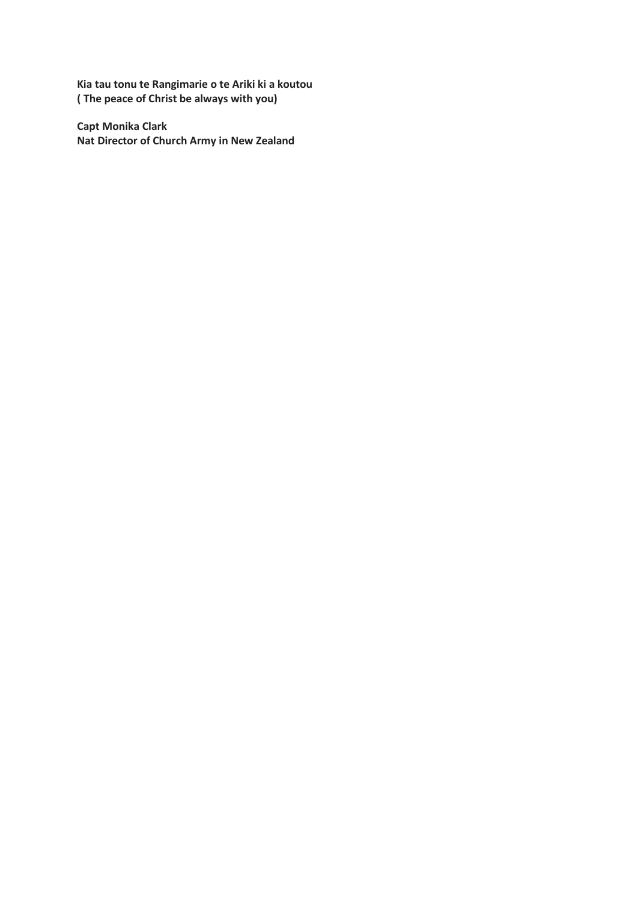**Kia tau tonu te Rangimarie o te Ariki ki a koutou**
**( The peace of Christ be always with you)**

**Capt Monika Clark**
**Nat Director of Church Army in New Zealand**